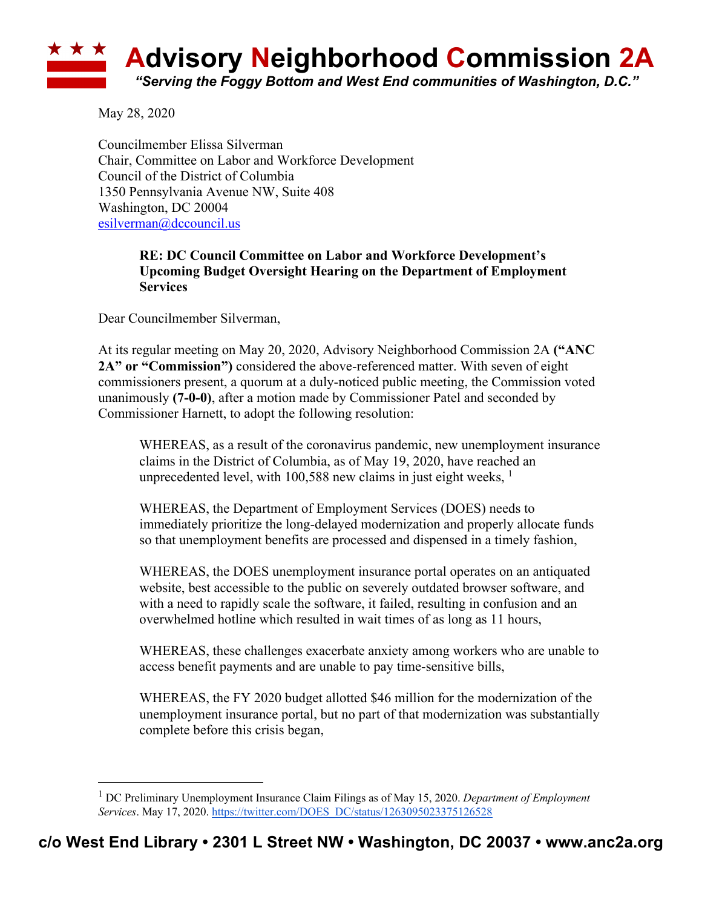# Advisory Neighborhood Commission 2A

*"Serving the Foggy Bottom and West End communities of Washington, D.C."*

May 28, 2020

Councilmember Elissa Silverman
Chair, Committee on Labor and Workforce Development
Council of the District of Columbia
1350 Pennsylvania Avenue NW, Suite 408
Washington, DC 20004
esilverman@dccouncil.us

**RE: DC Council Committee on Labor and Workforce Development's Upcoming Budget Oversight Hearing on the Department of Employment Services**

Dear Councilmember Silverman,

At its regular meeting on May 20, 2020, Advisory Neighborhood Commission 2A **("ANC 2A" or "Commission")** considered the above-referenced matter. With seven of eight commissioners present, a quorum at a duly-noticed public meeting, the Commission voted unanimously **(7-0-0)**, after a motion made by Commissioner Patel and seconded by Commissioner Harnett, to adopt the following resolution:

> WHEREAS, as a result of the coronavirus pandemic, new unemployment insurance claims in the District of Columbia, as of May 19, 2020, have reached an unprecedented level, with 100,588 new claims in just eight weeks, [1]
>
> WHEREAS, the Department of Employment Services (DOES) needs to immediately prioritize the long-delayed modernization and properly allocate funds so that unemployment benefits are processed and dispensed in a timely fashion,
>
> WHEREAS, the DOES unemployment insurance portal operates on an antiquated website, best accessible to the public on severely outdated browser software, and with a need to rapidly scale the software, it failed, resulting in confusion and an overwhelmed hotline which resulted in wait times of as long as 11 hours,
>
> WHEREAS, these challenges exacerbate anxiety among workers who are unable to access benefit payments and are unable to pay time-sensitive bills,
>
> WHEREAS, the FY 2020 budget allotted $46 million for the modernization of the unemployment insurance portal, but no part of that modernization was substantially complete before this crisis began,

[1] DC Preliminary Unemployment Insurance Claim Filings as of May 15, 2020. *Department of Employment Services*. May 17, 2020. https://twitter.com/DOES_DC/status/1263095023375126528

**c/o West End Library • 2301 L Street NW • Washington, DC 20037 • www.anc2a.org**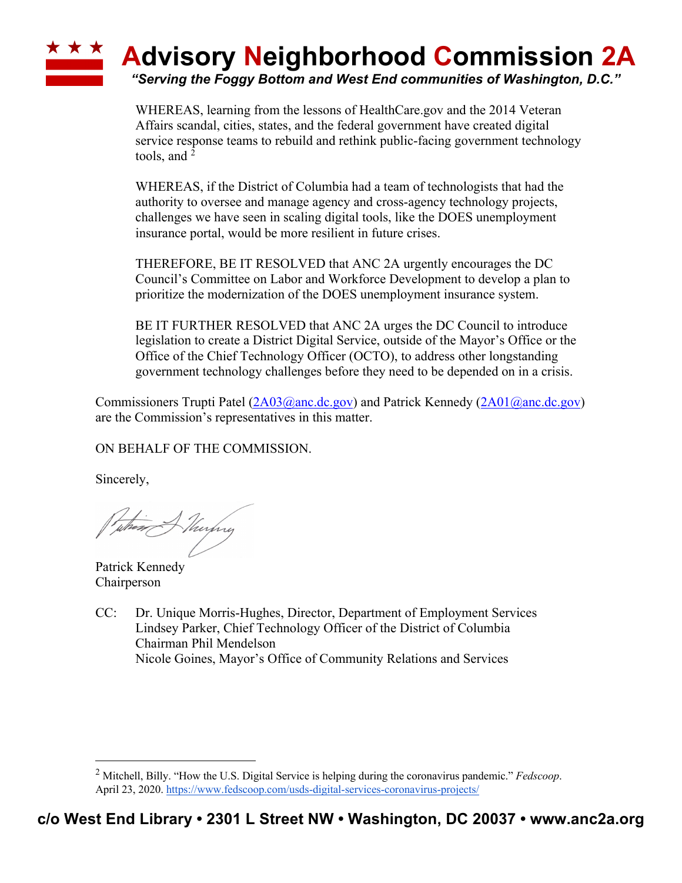WHEREAS, learning from the lessons of HealthCare.gov and the 2014 Veteran Affairs scandal, cities, states, and the federal government have created digital service response teams to rebuild and rethink public-facing government technology tools, and [2]

WHEREAS, if the District of Columbia had a team of technologists that had the authority to oversee and manage agency and cross-agency technology projects, challenges we have seen in scaling digital tools, like the DOES unemployment insurance portal, would be more resilient in future crises.

THEREFORE, BE IT RESOLVED that ANC 2A urgently encourages the DC Council's Committee on Labor and Workforce Development to develop a plan to prioritize the modernization of the DOES unemployment insurance system.

BE IT FURTHER RESOLVED that ANC 2A urges the DC Council to introduce legislation to create a District Digital Service, outside of the Mayor's Office or the Office of the Chief Technology Officer (OCTO), to address other longstanding government technology challenges before they need to be depended on in a crisis.

Commissioners Trupti Patel (2A03@anc.dc.gov) and Patrick Kennedy (2A01@anc.dc.gov) are the Commission's representatives in this matter.

ON BEHALF OF THE COMMISSION.

Sincerely,

Patrick Kennedy
Chairperson

CC: Dr. Unique Morris-Hughes, Director, Department of Employment Services
Lindsey Parker, Chief Technology Officer of the District of Columbia
Chairman Phil Mendelson
Nicole Goines, Mayor's Office of Community Relations and Services

[2] Mitchell, Billy. "How the U.S. Digital Service is helping during the coronavirus pandemic." *Fedscoop*. April 23, 2020. https://www.fedscoop.com/usds-digital-services-coronavirus-projects/